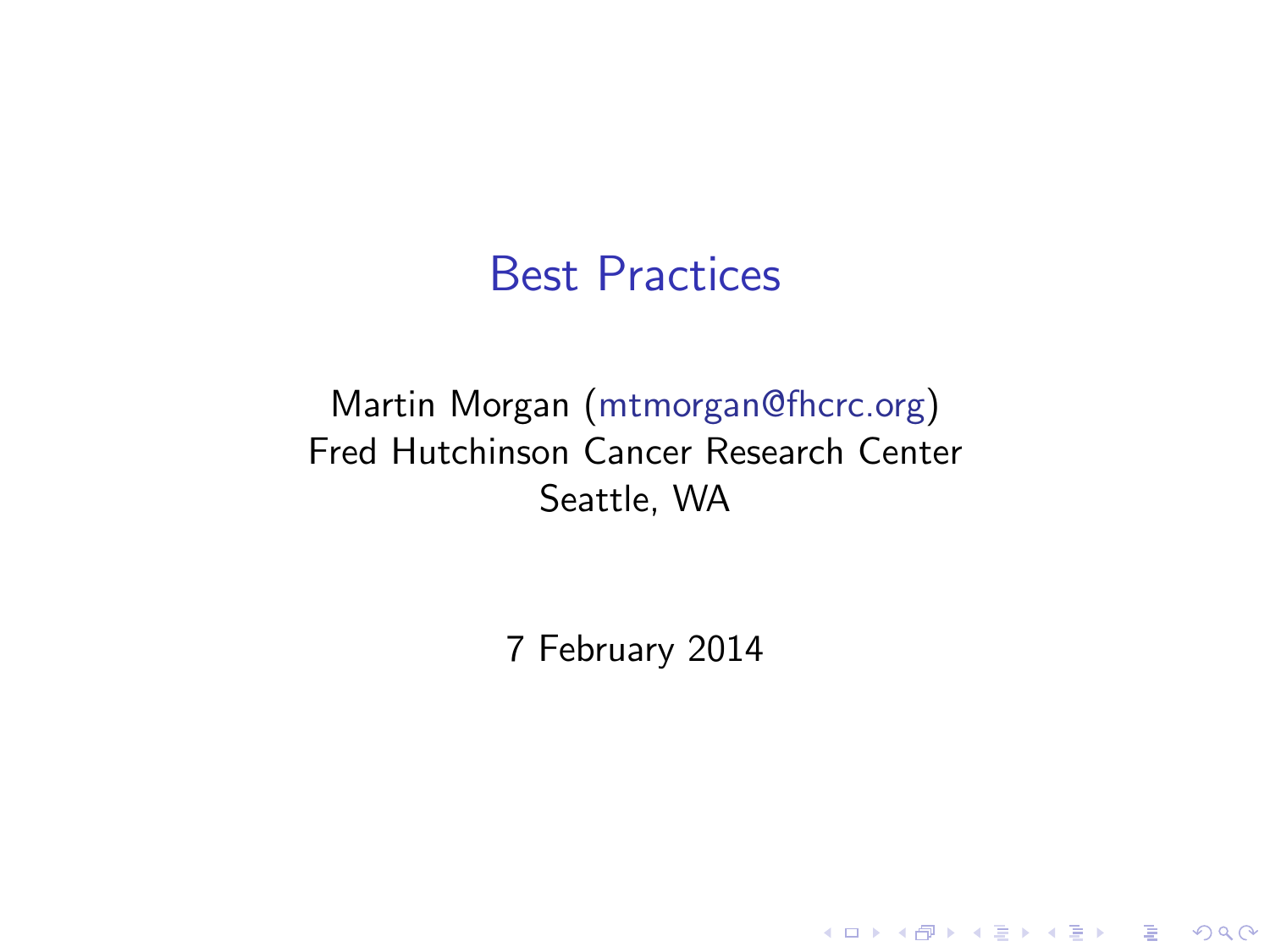# Best Practices

Martin Morgan (mtmorgan@fhcrc.org)
Fred Hutchinson Cancer Research Center
Seattle, WA

7 February 2014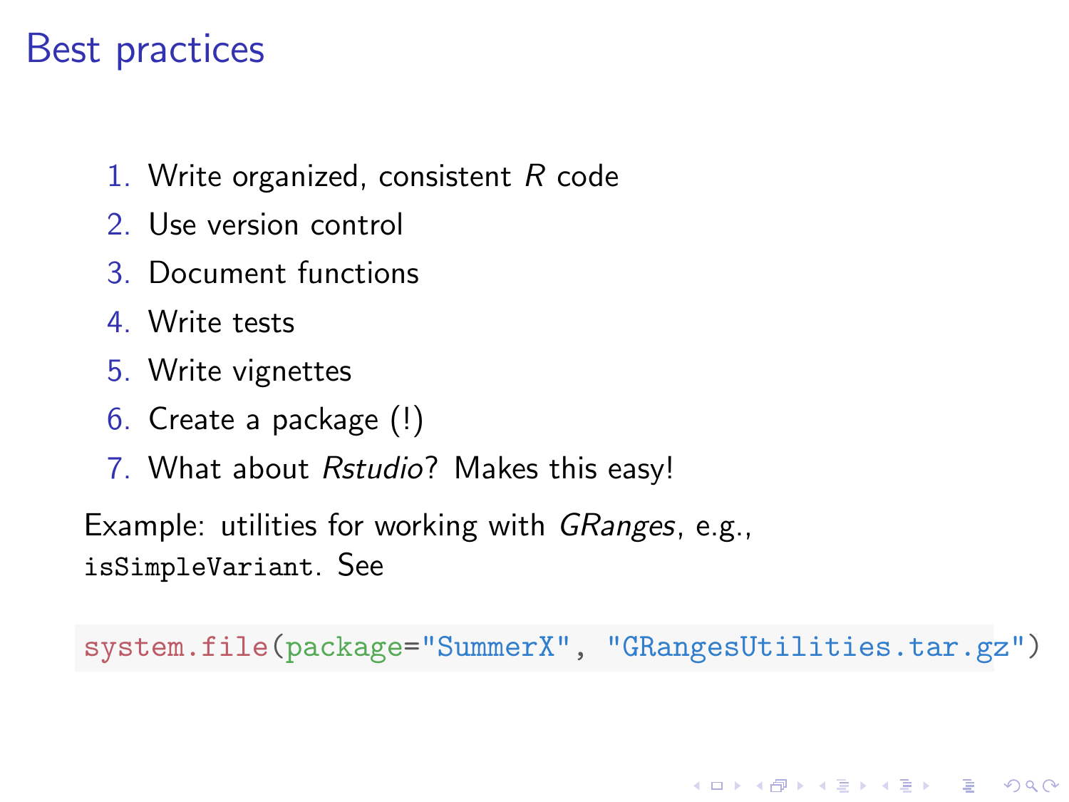# Best practices

1. Write organized, consistent *R* code
2. Use version control
3. Document functions
4. Write tests
5. Write vignettes
6. Create a package (!)
7. What about *Rstudio*? Makes this easy!

Example: utilities for working with *GRanges*, e.g., `isSimpleVariant`. See

```
system.file(package="SummerX", "GRangesUtilities.tar.gz")
```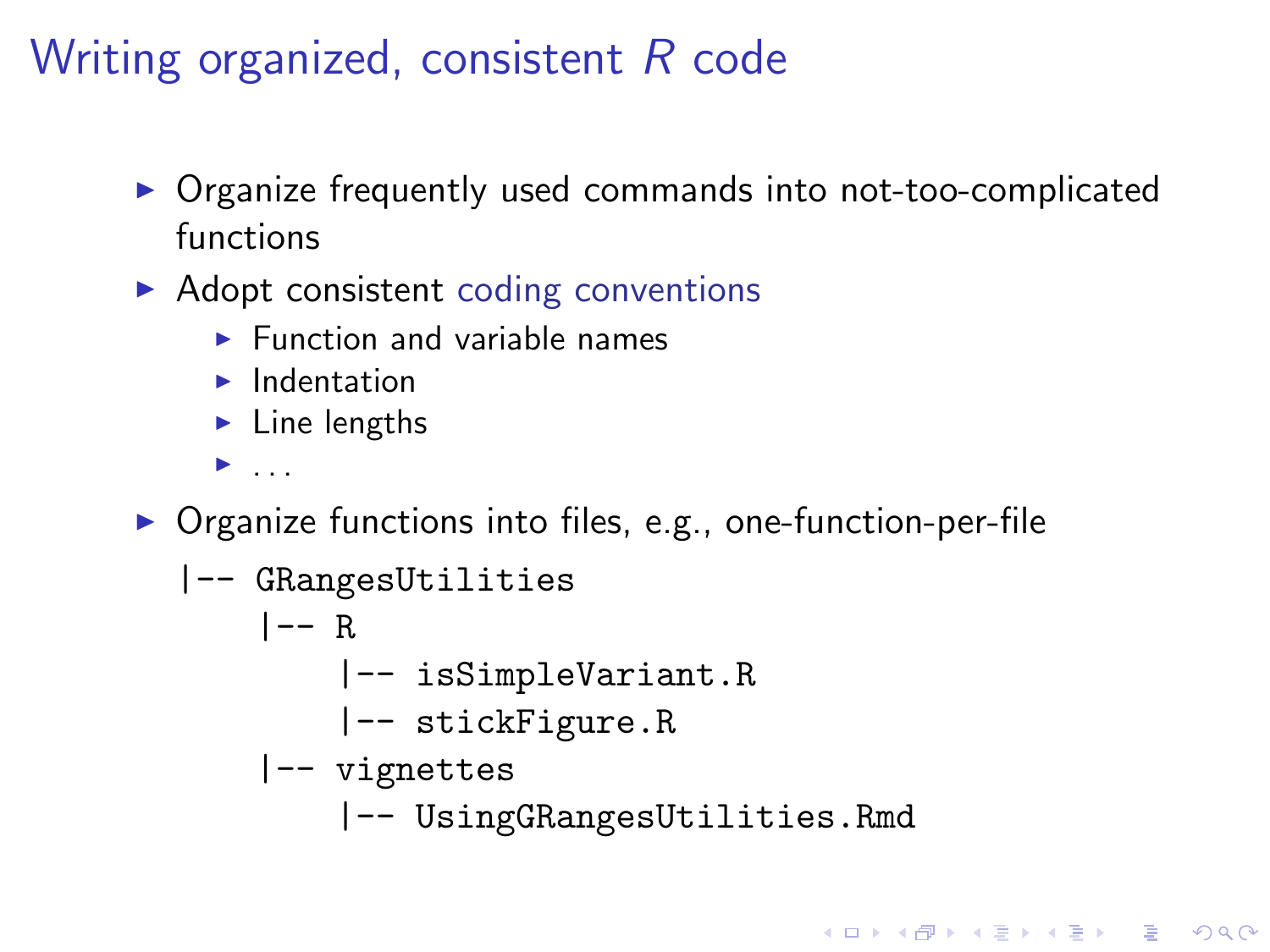# Writing organized, consistent *R* code

- Organize frequently used commands into not-too-complicated functions
- Adopt consistent coding conventions
  - Function and variable names
  - Indentation
  - Line lengths
  - ...
- Organize functions into files, e.g., one-function-per-file

```
|-- GRangesUtilities
    |-- R
        |-- isSimpleVariant.R
        |-- stickFigure.R
    |-- vignettes
        |-- UsingGRangesUtilities.Rmd
```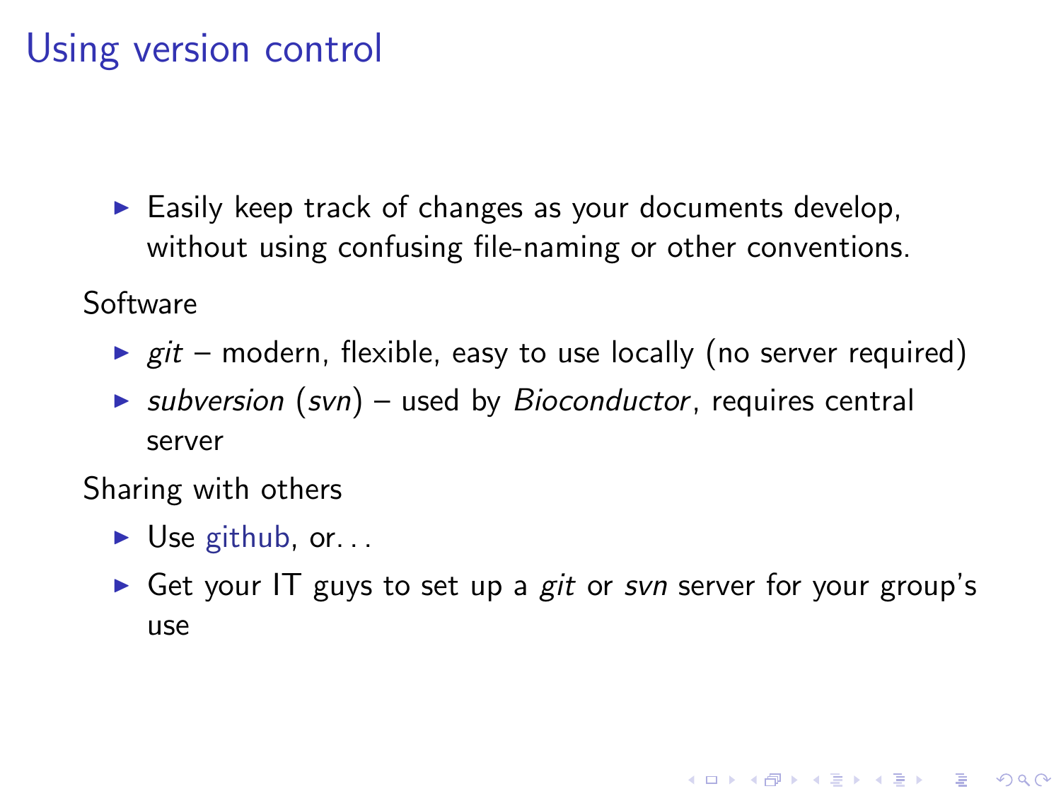# Using version control

- Easily keep track of changes as your documents develop, without using confusing file-naming or other conventions.

Software

- *git* – modern, flexible, easy to use locally (no server required)
- *subversion* (*svn*) – used by *Bioconductor*, requires central server

Sharing with others

- Use github, or. . .
- Get your IT guys to set up a *git* or *svn* server for your group's use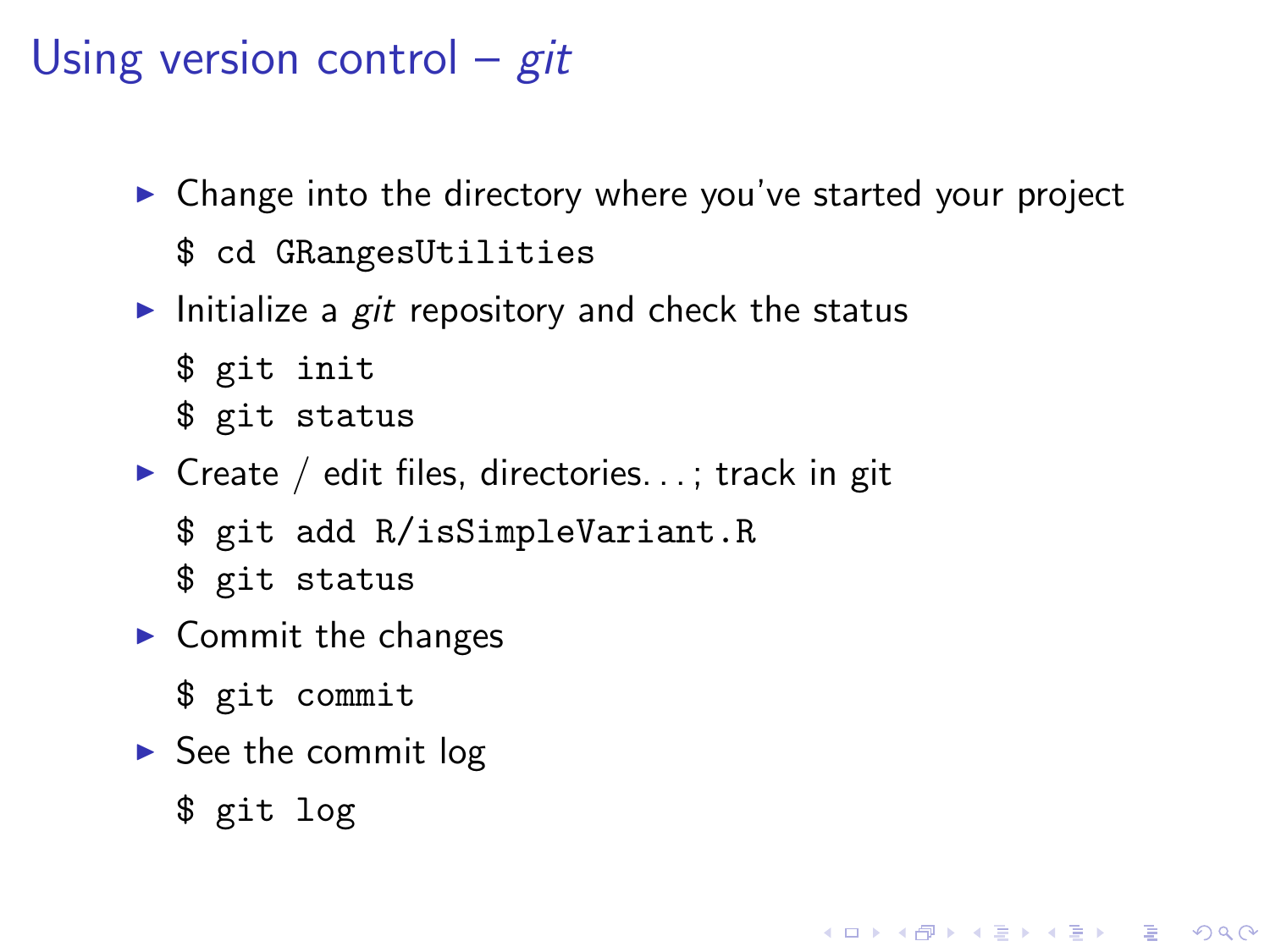# Using version control – *git*

- Change into the directory where you've started your project

```
$ cd GRangesUtilities
```

- Initialize a *git* repository and check the status

```
$ git init
$ git status
```

- Create / edit files, directories. . . ; track in git

```
$ git add R/isSimpleVariant.R
$ git status
```

- Commit the changes

```
$ git commit
```

- See the commit log

```
$ git log
```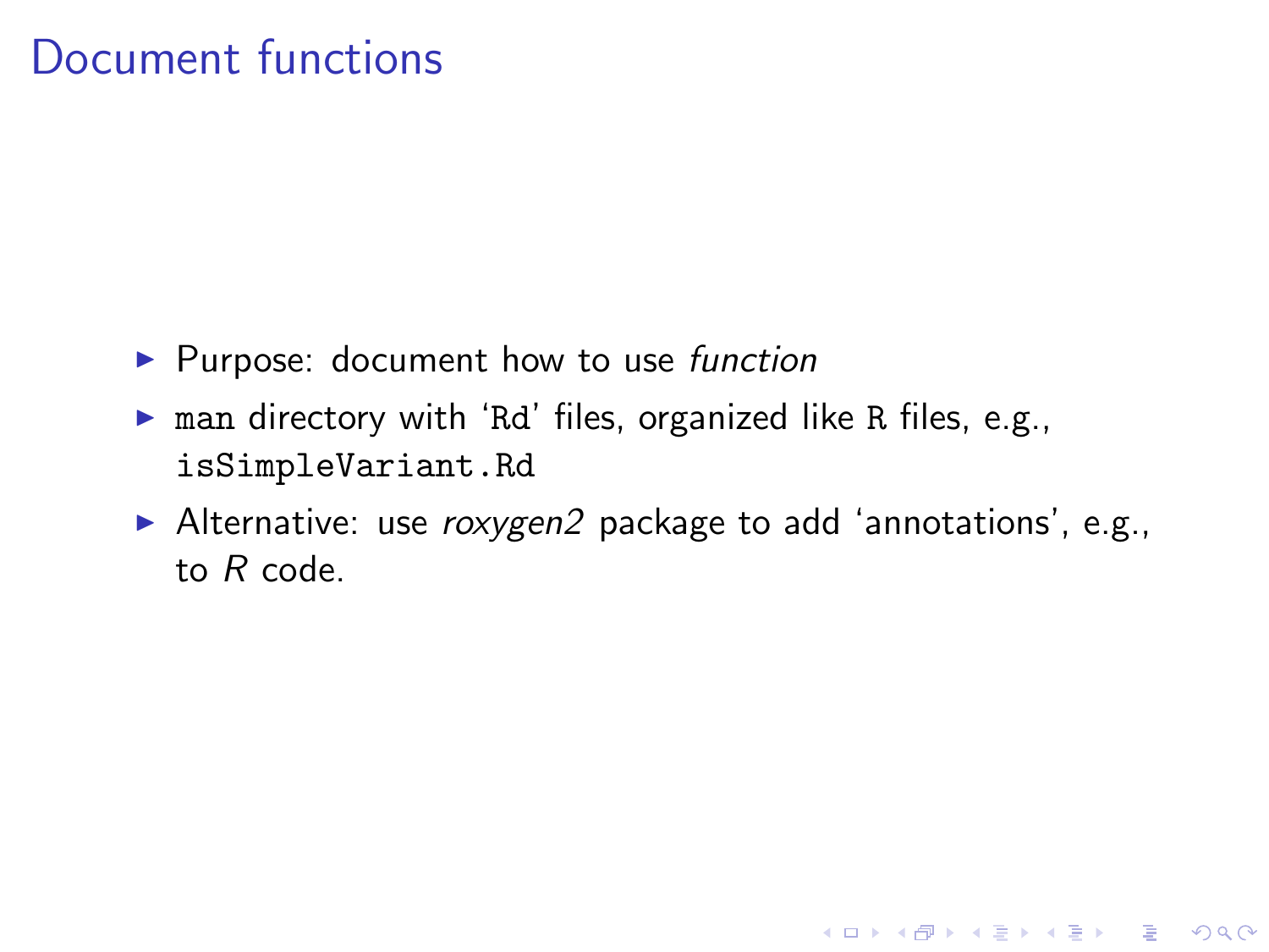# Document functions

- Purpose: document how to use *function*
- `man` directory with '`Rd`' files, organized like `R` files, e.g., `isSimpleVariant.Rd`
- Alternative: use *roxygen2* package to add 'annotations', e.g., to *R* code.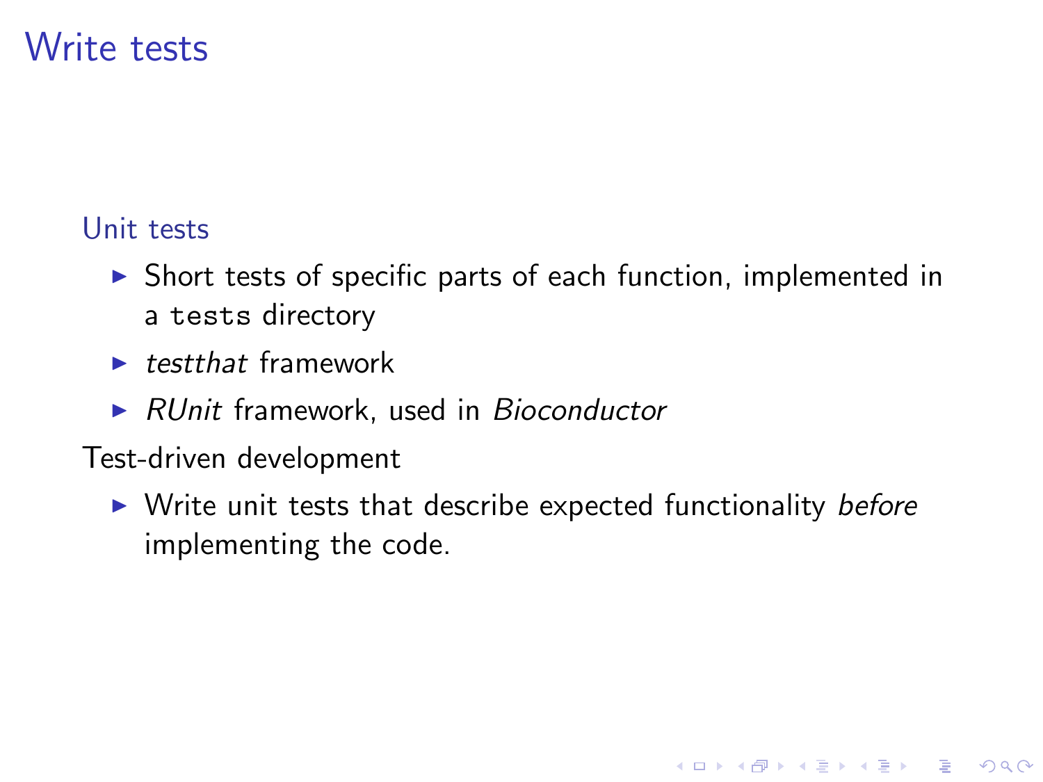# Write tests

### Unit tests

- Short tests of specific parts of each function, implemented in a `tests` directory
- *testthat* framework
- *RUnit* framework, used in *Bioconductor*

Test-driven development

- Write unit tests that describe expected functionality *before* implementing the code.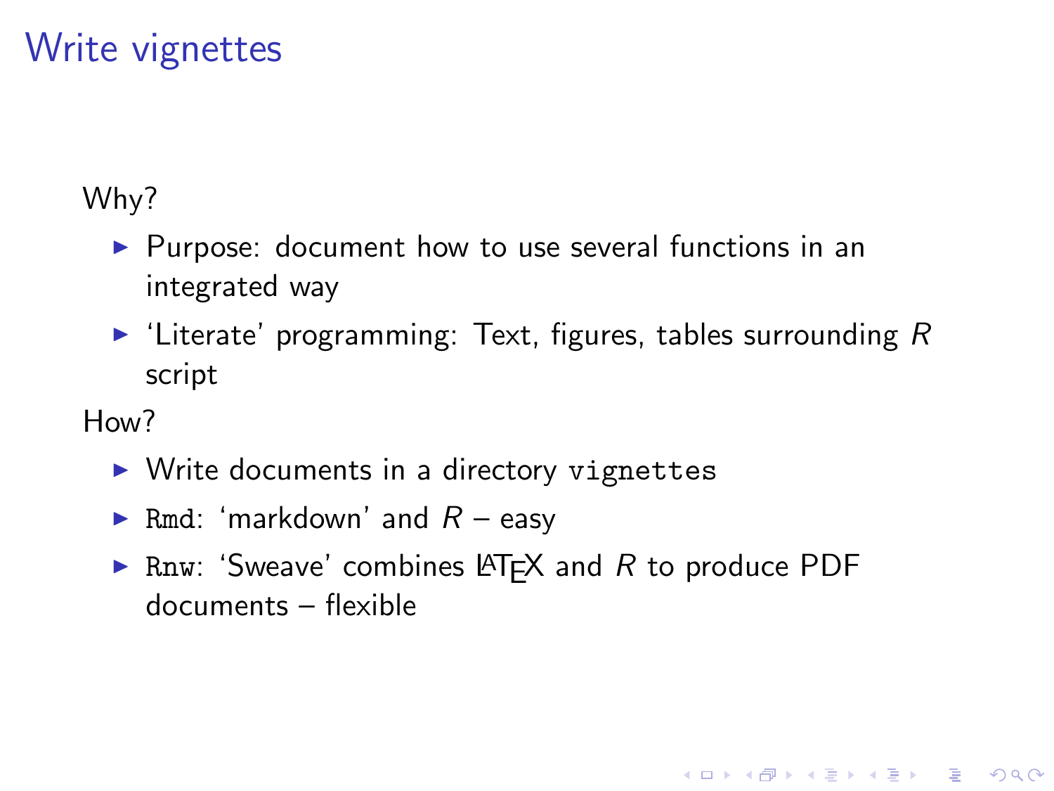# Write vignettes

Why?

- Purpose: document how to use several functions in an integrated way
- 'Literate' programming: Text, figures, tables surrounding *R* script

How?

- Write documents in a directory `vignettes`
- `Rmd`: 'markdown' and *R* – easy
- `Rnw`: 'Sweave' combines LaTeX and *R* to produce PDF documents – flexible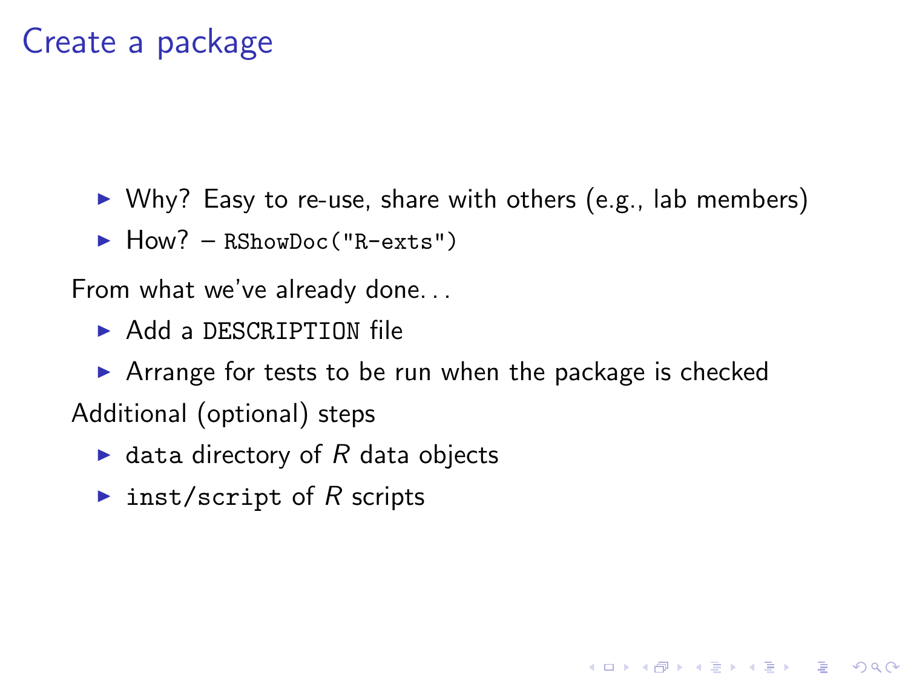# Create a package

- Why? Easy to re-use, share with others (e.g., lab members)
- How? – `RShowDoc("R-exts")`

From what we've already done...

- Add a `DESCRIPTION` file
- Arrange for tests to be run when the package is checked

Additional (optional) steps

- `data` directory of *R* data objects
- `inst/script` of *R* scripts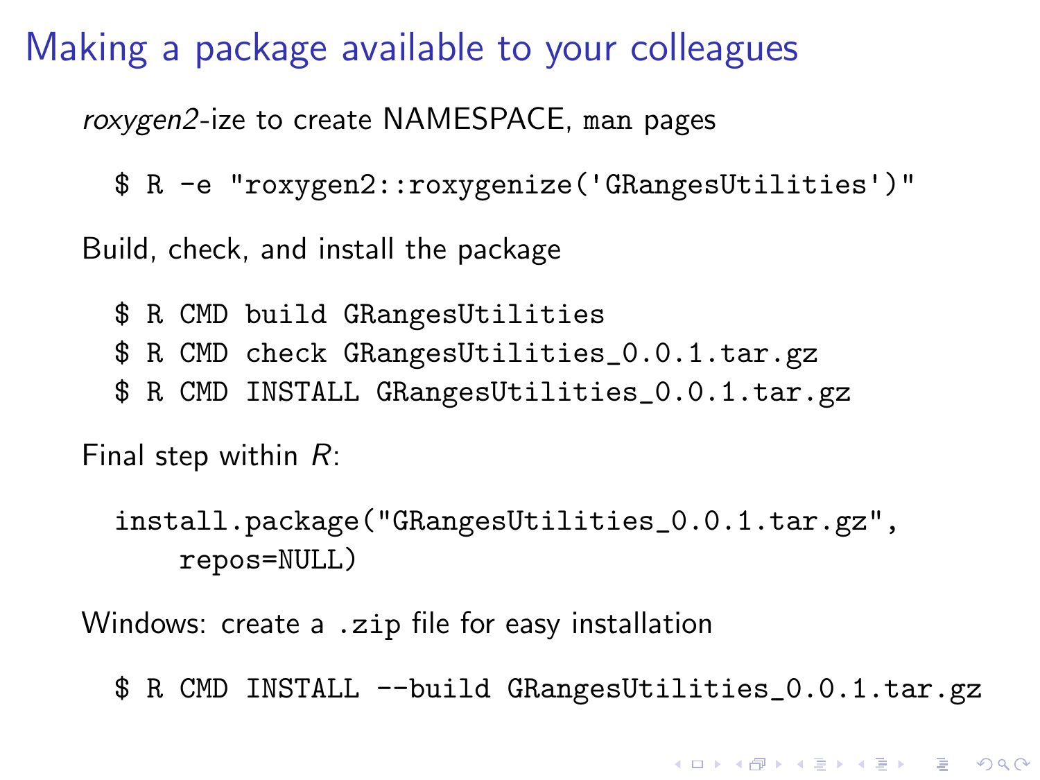# Making a package available to your colleagues

*roxygen2*-ize to create NAMESPACE, `man` pages

```
$ R -e "roxygen2::roxygenize('GRangesUtilities')"
```

Build, check, and install the package

```
$ R CMD build GRangesUtilities
$ R CMD check GRangesUtilities_0.0.1.tar.gz
$ R CMD INSTALL GRangesUtilities_0.0.1.tar.gz
```

Final step within *R*:

```
install.package("GRangesUtilities_0.0.1.tar.gz",
    repos=NULL)
```

Windows: create a `.zip` file for easy installation

```
$ R CMD INSTALL --build GRangesUtilities_0.0.1.tar.gz
```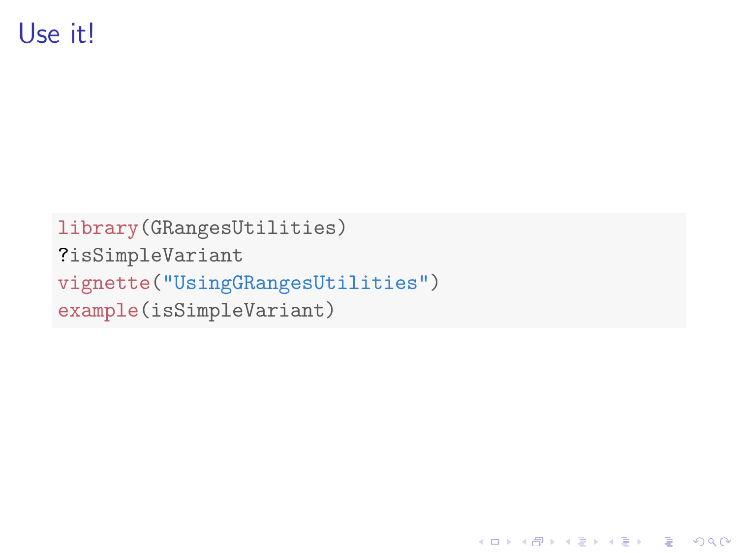# Use it!

```r
library(GRangesUtilities)
?isSimpleVariant
vignette("UsingGRangesUtilities")
example(isSimpleVariant)
```